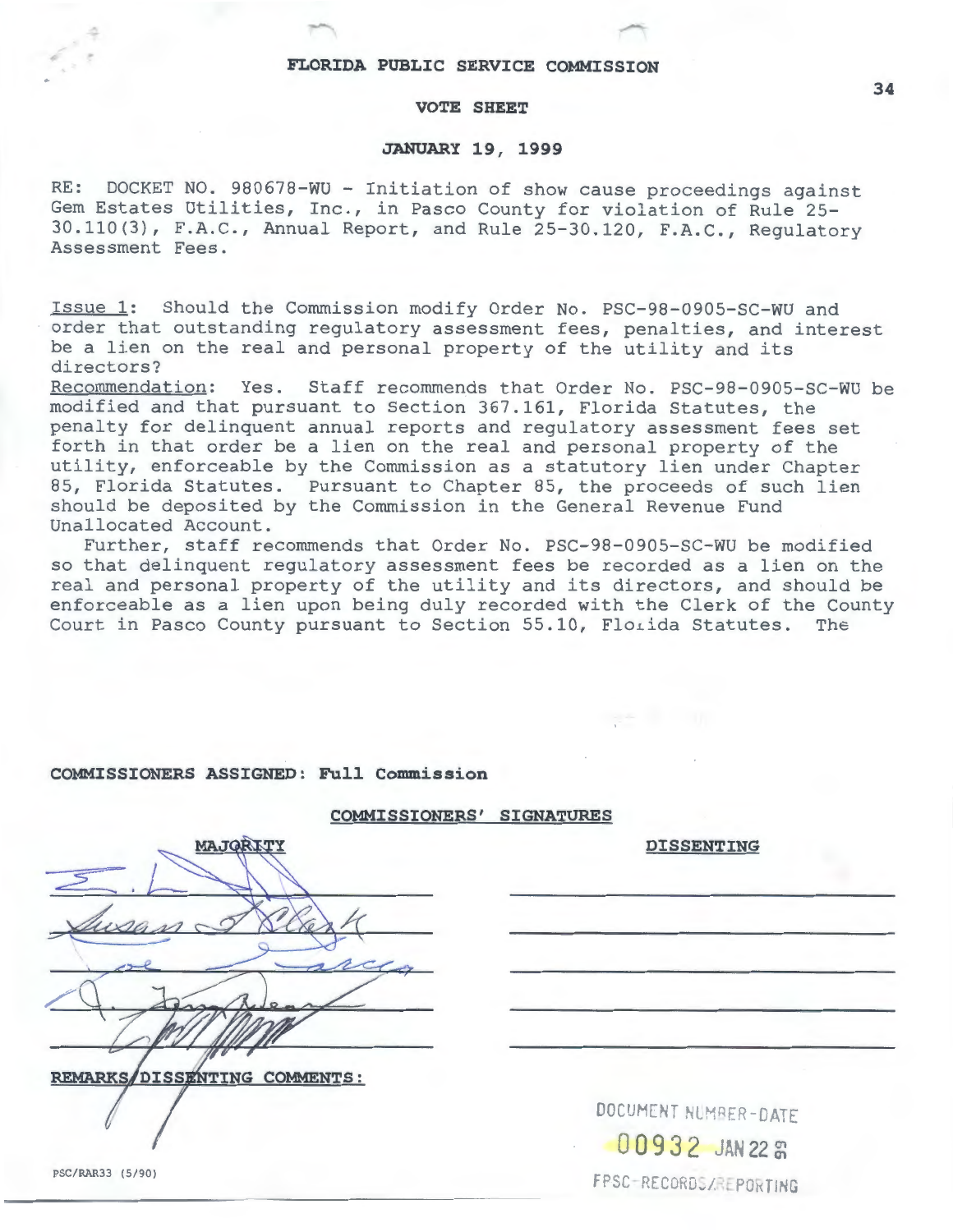**FLORIDA PUBLIC SERVICE COMMISSION**

**VOTE SHEET**

**JANUARY 19, 1999**

RE: DOCKET NO. 980678-WU - Initiation of show cause proceedings against Gem Estates Utilities, Inc., in Pasco County for violation of Rule 25-30.110(3), F.A.C., Annual Report, and Rule 25-30.120, F.A.C., Regulatory Assessment Fees.

Issue 1: Should the Commission modify Order No. PSC-98-0905-SC-WU and order that outstanding regulatory assessment fees, penalties, and interest be a lien on the real and personal property of the utility and its directors?

Recommendation: Yes. Staff recommends that Order No. PSC-98-0905-SC-WU be modified and that pursuant to Section 367.161, Florida Statutes, the penalty for delinquent annual reports and regulatory assessment fees set forth in that order be a lien on the real and personal property of the utility, enforceable by the Commission as a statutory lien under Chapter 85, Florida Statutes. Pursuant to Chapter 85, the proceeds of such lien should be deposited by the Commission in the General Revenue Fund Unallocated Account.

Further, staff recommends that Order No. PSC-98-0905-SC-WU be modified so that delinquent regulatory assessment fees be recorded as a lien on the real and personal property of the utility and its directors, and should be enforceable as a lien upon being duly recorded with the Clerk of the County Court in Pasco County pursuant to Section 55.10, Florida Statutes. The

**COMMISSIONERS ASSIGNED: Full Commission**

**COMMISSIONERS' SIGNATURES**

| MAJORITY | DISSENTING |
|---|---|
| E. L | |
| Susan F. Clark | |
| Joe Garcia | |
| J. Terry Deason | |
| [signature] | |

**REMARKS/DISSENTING COMMENTS:**

DOCUMENT NUMBER-DATE
00932 JAN 22 99
FPSC-RECORDS/REPORTING

PSC/RAR33 (5/90)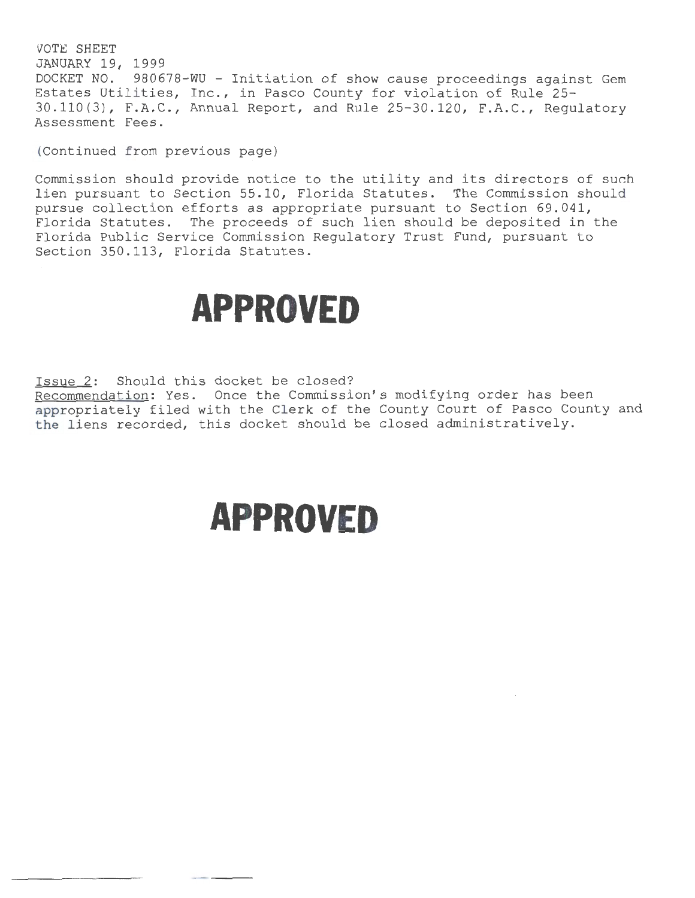VOTE SHEET
JANUARY 19, 1999
DOCKET NO. 980678-WU - Initiation of show cause proceedings against Gem Estates Utilities, Inc., in Pasco County for violation of Rule 25-30.110(3), F.A.C., Annual Report, and Rule 25-30.120, F.A.C., Regulatory Assessment Fees.

(Continued from previous page)

Commission should provide notice to the utility and its directors of such lien pursuant to Section 55.10, Florida Statutes. The Commission should pursue collection efforts as appropriate pursuant to Section 69.041, Florida Statutes. The proceeds of such lien should be deposited in the Florida Public Service Commission Regulatory Trust Fund, pursuant to Section 350.113, Florida Statutes.

**APPROVED**

Issue 2: Should this docket be closed?
Recommendation: Yes. Once the Commission's modifying order has been appropriately filed with the Clerk of the County Court of Pasco County and the liens recorded, this docket should be closed administratively.

**APPROVED**